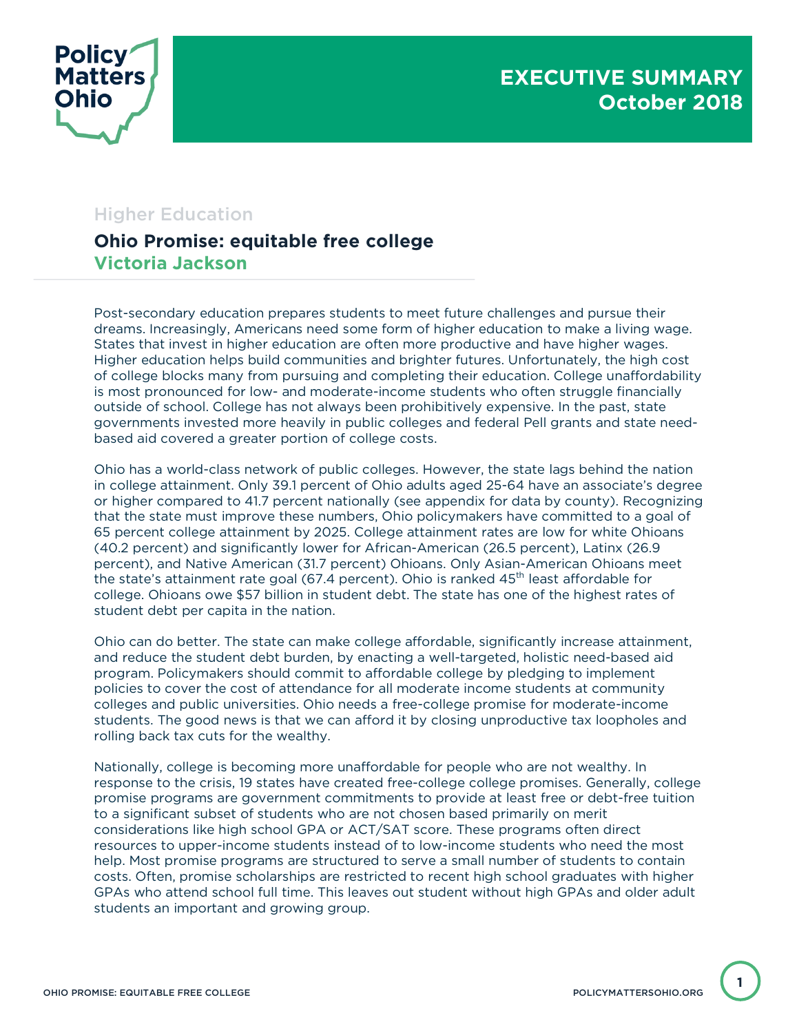Policy Matters Ohio

# EXECUTIVE SUMMARY October 2018

Higher Education

## Ohio Promise: equitable free college

**Victoria Jackson**

Post-secondary education prepares students to meet future challenges and pursue their dreams. Increasingly, Americans need some form of higher education to make a living wage. States that invest in higher education are often more productive and have higher wages. Higher education helps build communities and brighter futures. Unfortunately, the high cost of college blocks many from pursuing and completing their education. College unaffordability is most pronounced for low- and moderate-income students who often struggle financially outside of school. College has not always been prohibitively expensive. In the past, state governments invested more heavily in public colleges and federal Pell grants and state need-based aid covered a greater portion of college costs.

Ohio has a world-class network of public colleges. However, the state lags behind the nation in college attainment. Only 39.1 percent of Ohio adults aged 25-64 have an associate's degree or higher compared to 41.7 percent nationally (see appendix for data by county). Recognizing that the state must improve these numbers, Ohio policymakers have committed to a goal of 65 percent college attainment by 2025. College attainment rates are low for white Ohioans (40.2 percent) and significantly lower for African-American (26.5 percent), Latinx (26.9 percent), and Native American (31.7 percent) Ohioans. Only Asian-American Ohioans meet the state's attainment rate goal (67.4 percent). Ohio is ranked 45th least affordable for college. Ohioans owe $57 billion in student debt. The state has one of the highest rates of student debt per capita in the nation.

Ohio can do better. The state can make college affordable, significantly increase attainment, and reduce the student debt burden, by enacting a well-targeted, holistic need-based aid program. Policymakers should commit to affordable college by pledging to implement policies to cover the cost of attendance for all moderate income students at community colleges and public universities. Ohio needs a free-college promise for moderate-income students. The good news is that we can afford it by closing unproductive tax loopholes and rolling back tax cuts for the wealthy.

Nationally, college is becoming more unaffordable for people who are not wealthy. In response to the crisis, 19 states have created free-college college promises. Generally, college promise programs are government commitments to provide at least free or debt-free tuition to a significant subset of students who are not chosen based primarily on merit considerations like high school GPA or ACT/SAT score. These programs often direct resources to upper-income students instead of to low-income students who need the most help. Most promise programs are structured to serve a small number of students to contain costs. Often, promise scholarships are restricted to recent high school graduates with higher GPAs who attend school full time. This leaves out student without high GPAs and older adult students an important and growing group.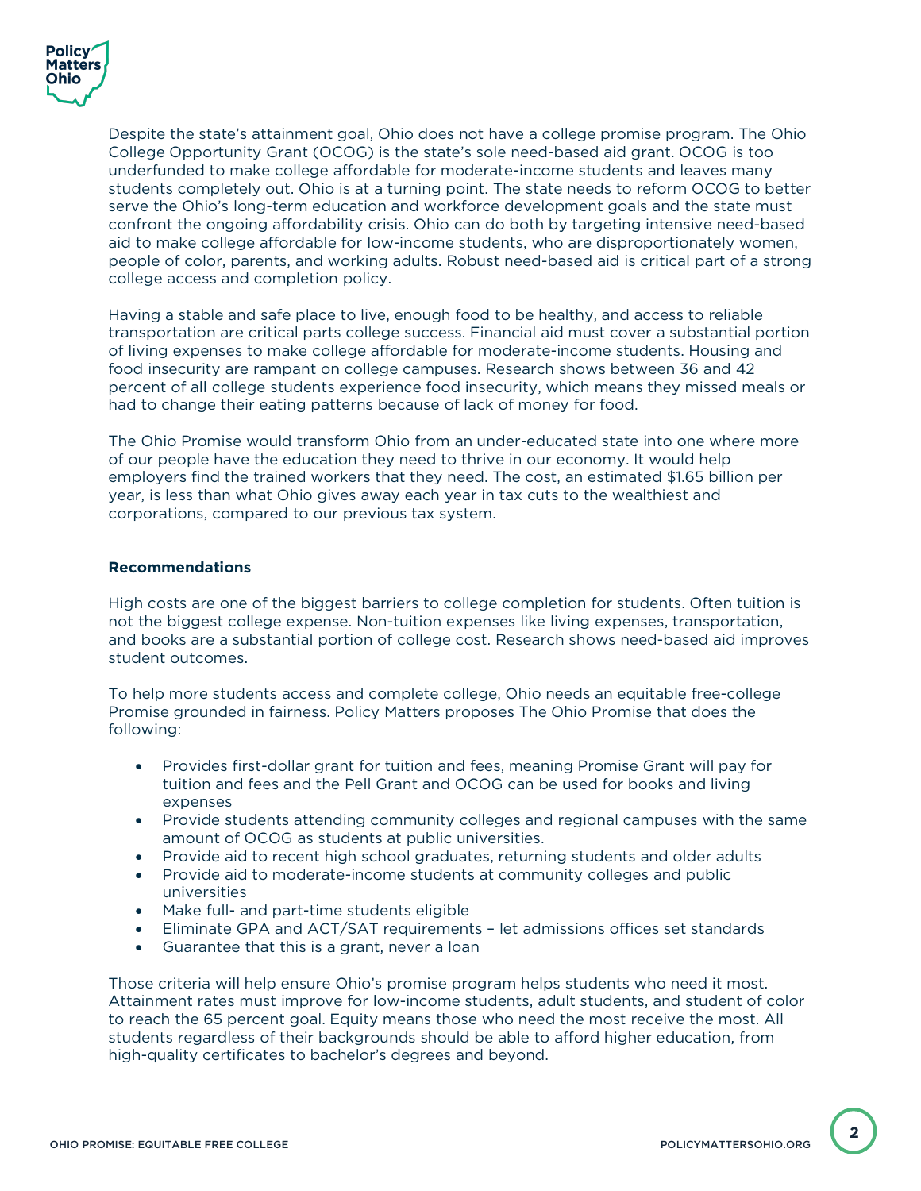Despite the state's attainment goal, Ohio does not have a college promise program. The Ohio College Opportunity Grant (OCOG) is the state's sole need-based aid grant. OCOG is too underfunded to make college affordable for moderate-income students and leaves many students completely out. Ohio is at a turning point. The state needs to reform OCOG to better serve the Ohio's long-term education and workforce development goals and the state must confront the ongoing affordability crisis. Ohio can do both by targeting intensive need-based aid to make college affordable for low-income students, who are disproportionately women, people of color, parents, and working adults. Robust need-based aid is critical part of a strong college access and completion policy.

Having a stable and safe place to live, enough food to be healthy, and access to reliable transportation are critical parts college success. Financial aid must cover a substantial portion of living expenses to make college affordable for moderate-income students. Housing and food insecurity are rampant on college campuses. Research shows between 36 and 42 percent of all college students experience food insecurity, which means they missed meals or had to change their eating patterns because of lack of money for food.

The Ohio Promise would transform Ohio from an under-educated state into one where more of our people have the education they need to thrive in our economy. It would help employers find the trained workers that they need. The cost, an estimated $1.65 billion per year, is less than what Ohio gives away each year in tax cuts to the wealthiest and corporations, compared to our previous tax system.

**Recommendations**

High costs are one of the biggest barriers to college completion for students. Often tuition is not the biggest college expense. Non-tuition expenses like living expenses, transportation, and books are a substantial portion of college cost. Research shows need-based aid improves student outcomes.

To help more students access and complete college, Ohio needs an equitable free-college Promise grounded in fairness. Policy Matters proposes The Ohio Promise that does the following:

- Provides first-dollar grant for tuition and fees, meaning Promise Grant will pay for tuition and fees and the Pell Grant and OCOG can be used for books and living expenses
- Provide students attending community colleges and regional campuses with the same amount of OCOG as students at public universities.
- Provide aid to recent high school graduates, returning students and older adults
- Provide aid to moderate-income students at community colleges and public universities
- Make full- and part-time students eligible
- Eliminate GPA and ACT/SAT requirements – let admissions offices set standards
- Guarantee that this is a grant, never a loan

Those criteria will help ensure Ohio's promise program helps students who need it most. Attainment rates must improve for low-income students, adult students, and student of color to reach the 65 percent goal. Equity means those who need the most receive the most. All students regardless of their backgrounds should be able to afford higher education, from high-quality certificates to bachelor's degrees and beyond.